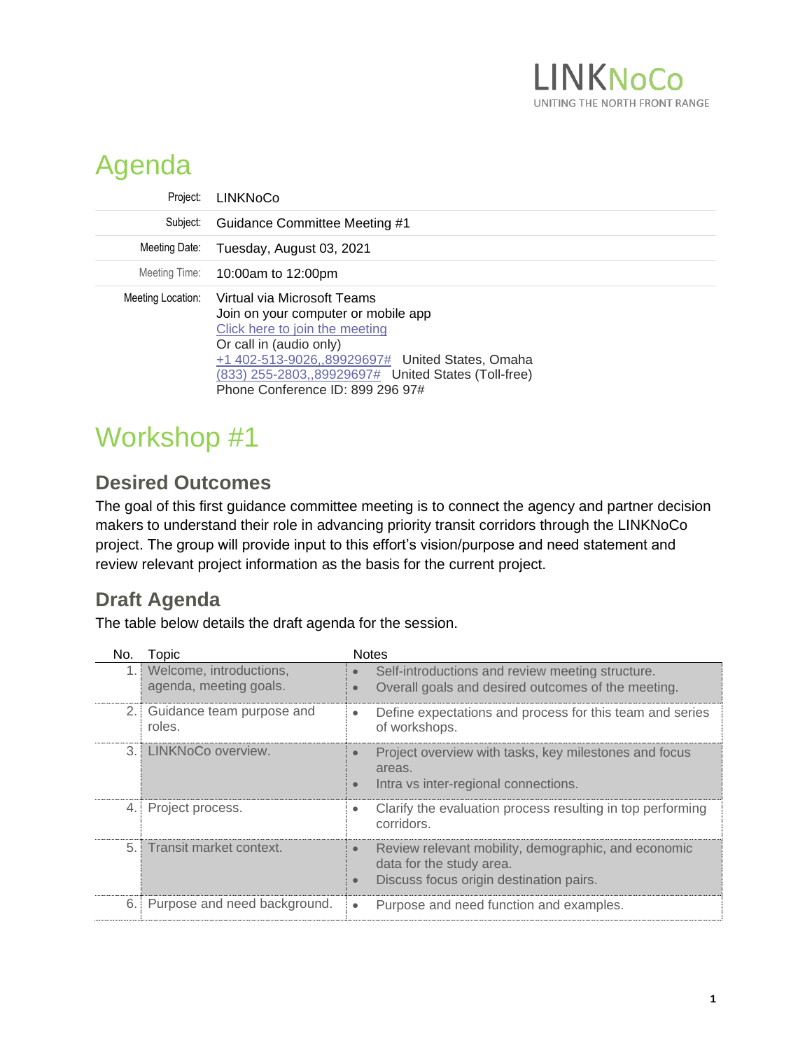LINKNoCo
UNITING THE NORTH FRONT RANGE

# Agenda

| | |
|---|---|
| Project: | LINKNoCo |
| Subject: | Guidance Committee Meeting #1 |
| Meeting Date: | Tuesday, August 03, 2021 |
| Meeting Time: | 10:00am to 12:00pm |
| Meeting Location: | Virtual via Microsoft Teams<br>Join on your computer or mobile app<br>Click here to join the meeting<br>Or call in (audio only)<br>+1 402-513-9026,,89929697# United States, Omaha<br>(833) 255-2803,,89929697# United States (Toll-free)<br>Phone Conference ID: 899 296 97# |

# Workshop #1

## Desired Outcomes

The goal of this first guidance committee meeting is to connect the agency and partner decision makers to understand their role in advancing priority transit corridors through the LINKNoCo project. The group will provide input to this effort's vision/purpose and need statement and review relevant project information as the basis for the current project.

## Draft Agenda

The table below details the draft agenda for the session.

| No. | Topic | Notes |
|---|---|---|
| 1. | Welcome, introductions, agenda, meeting goals. | • Self-introductions and review meeting structure.<br>• Overall goals and desired outcomes of the meeting. |
| 2. | Guidance team purpose and roles. | • Define expectations and process for this team and series of workshops. |
| 3. | LINKNoCo overview. | • Project overview with tasks, key milestones and focus areas.<br>• Intra vs inter-regional connections. |
| 4. | Project process. | • Clarify the evaluation process resulting in top performing corridors. |
| 5. | Transit market context. | • Review relevant mobility, demographic, and economic data for the study area.<br>• Discuss focus origin destination pairs. |
| 6. | Purpose and need background. | • Purpose and need function and examples. |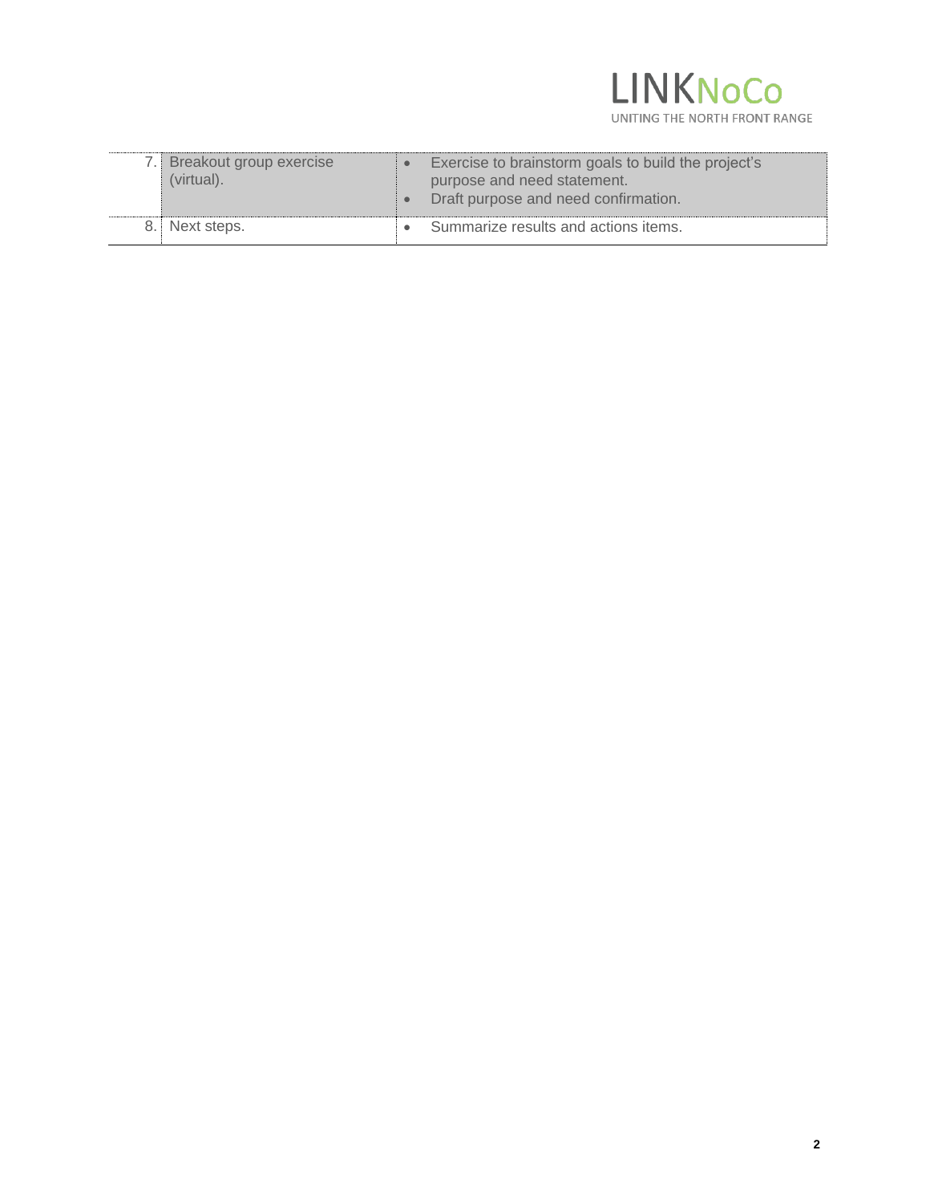| | | |
|---|---|---|
| 7. | Breakout group exercise (virtual). | • Exercise to brainstorm goals to build the project's purpose and need statement.<br>• Draft purpose and need confirmation. |
| 8. | Next steps. | • Summarize results and actions items. |